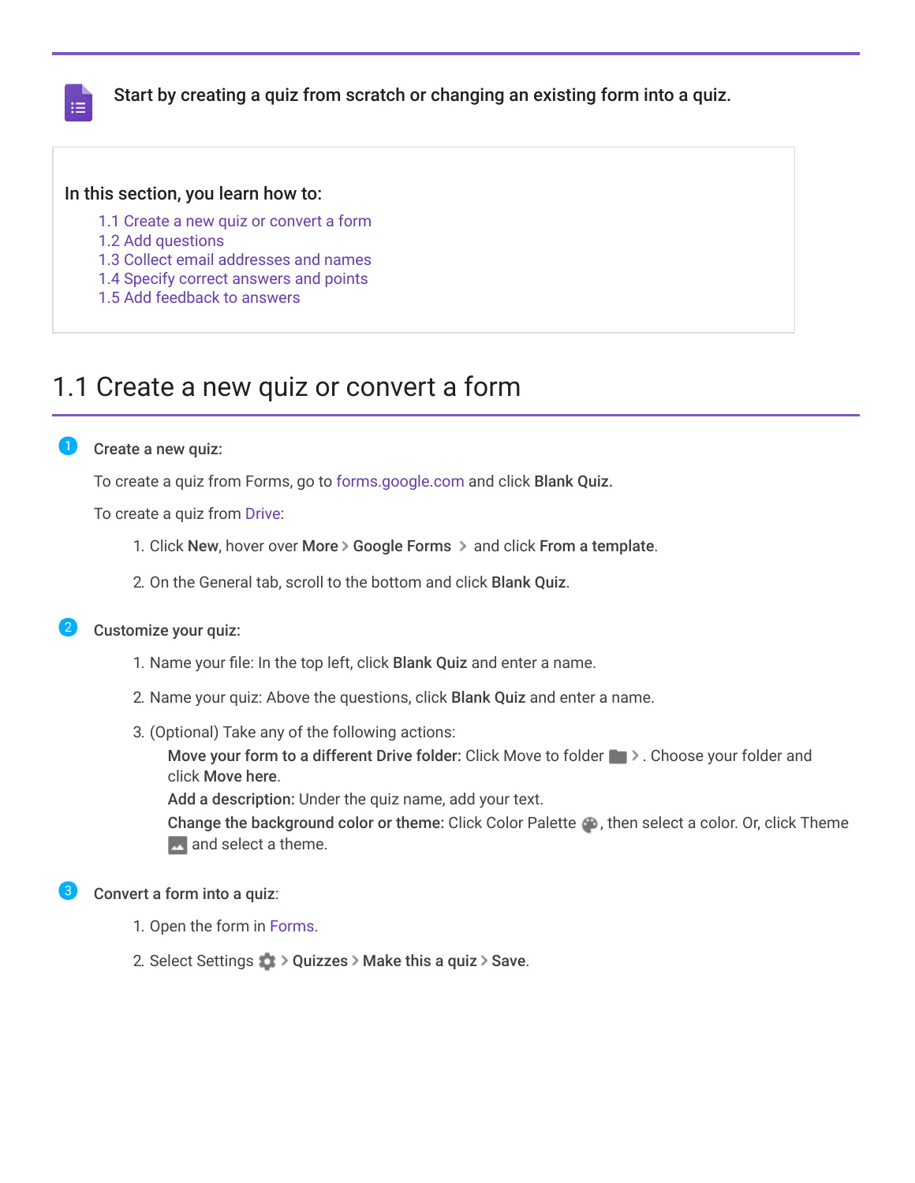**Start by creating a quiz from scratch or changing an existing form into a quiz.**

**In this section, you learn how to:**

- 1.1 Create a new quiz or convert a form
- 1.2 Add questions
- 1.3 Collect email addresses and names
- 1.4 Specify correct answers and points
- 1.5 Add feedback to answers

## 1.1 Create a new quiz or convert a form

1. **Create a new quiz:**

   To create a quiz from Forms, go to forms.google.com and click **Blank Quiz.**

   To create a quiz from Drive:

   1. Click **New**, hover over **More** > **Google Forms** > and click **From a template**.
   2. On the General tab, scroll to the bottom and click **Blank Quiz**.

2. **Customize your quiz:**

   1. Name your file: In the top left, click **Blank Quiz** and enter a name.
   2. Name your quiz: Above the questions, click **Blank Quiz** and enter a name.
   3. (Optional) Take any of the following actions:
      **Move your form to a different Drive folder:** Click Move to folder > . Choose your folder and click **Move here**.
      **Add a description:** Under the quiz name, add your text.
      **Change the background color or theme:** Click Color Palette, then select a color. Or, click Theme and select a theme.

3. **Convert a form into a quiz**:

   1. Open the form in Forms.
   2. Select Settings > **Quizzes** > **Make this a quiz** > **Save**.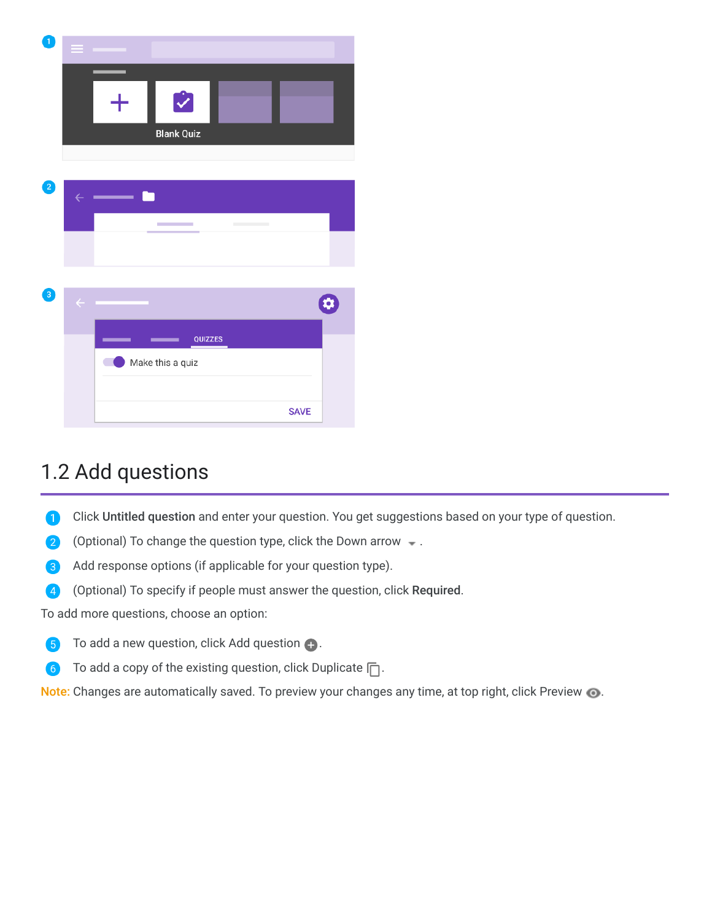1.2 Add questions

1. Click **Untitled question** and enter your question. You get suggestions based on your type of question.
2. (Optional) To change the question type, click the Down arrow .
3. Add response options (if applicable for your question type).
4. (Optional) To specify if people must answer the question, click **Required**.

To add more questions, choose an option:

5. To add a new question, click Add question .
6. To add a copy of the existing question, click Duplicate .

Note: Changes are automatically saved. To preview your changes any time, at top right, click Preview .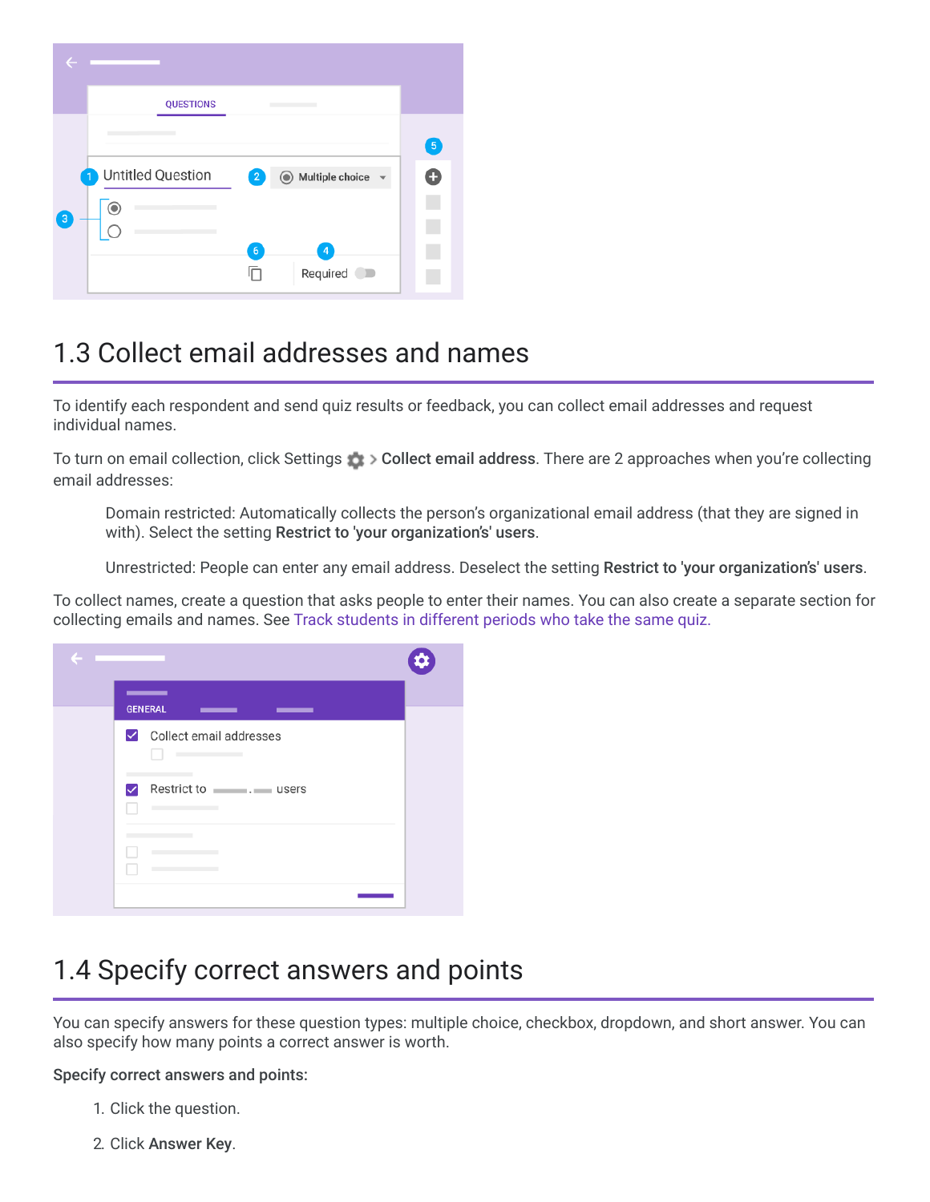## 1.3 Collect email addresses and names

To identify each respondent and send quiz results or feedback, you can collect email addresses and request individual names.

To turn on email collection, click Settings > **Collect email address**. There are 2 approaches when you're collecting email addresses:

> Domain restricted: Automatically collects the person's organizational email address (that they are signed in with). Select the setting **Restrict to 'your organization's' users**.
>
> Unrestricted: People can enter any email address. Deselect the setting **Restrict to 'your organization's' users**.

To collect names, create a question that asks people to enter their names. You can also create a separate section for collecting emails and names. See Track students in different periods who take the same quiz.

## 1.4 Specify correct answers and points

You can specify answers for these question types: multiple choice, checkbox, dropdown, and short answer. You can also specify how many points a correct answer is worth.

**Specify correct answers and points:**

1. Click the question.
2. Click **Answer Key**.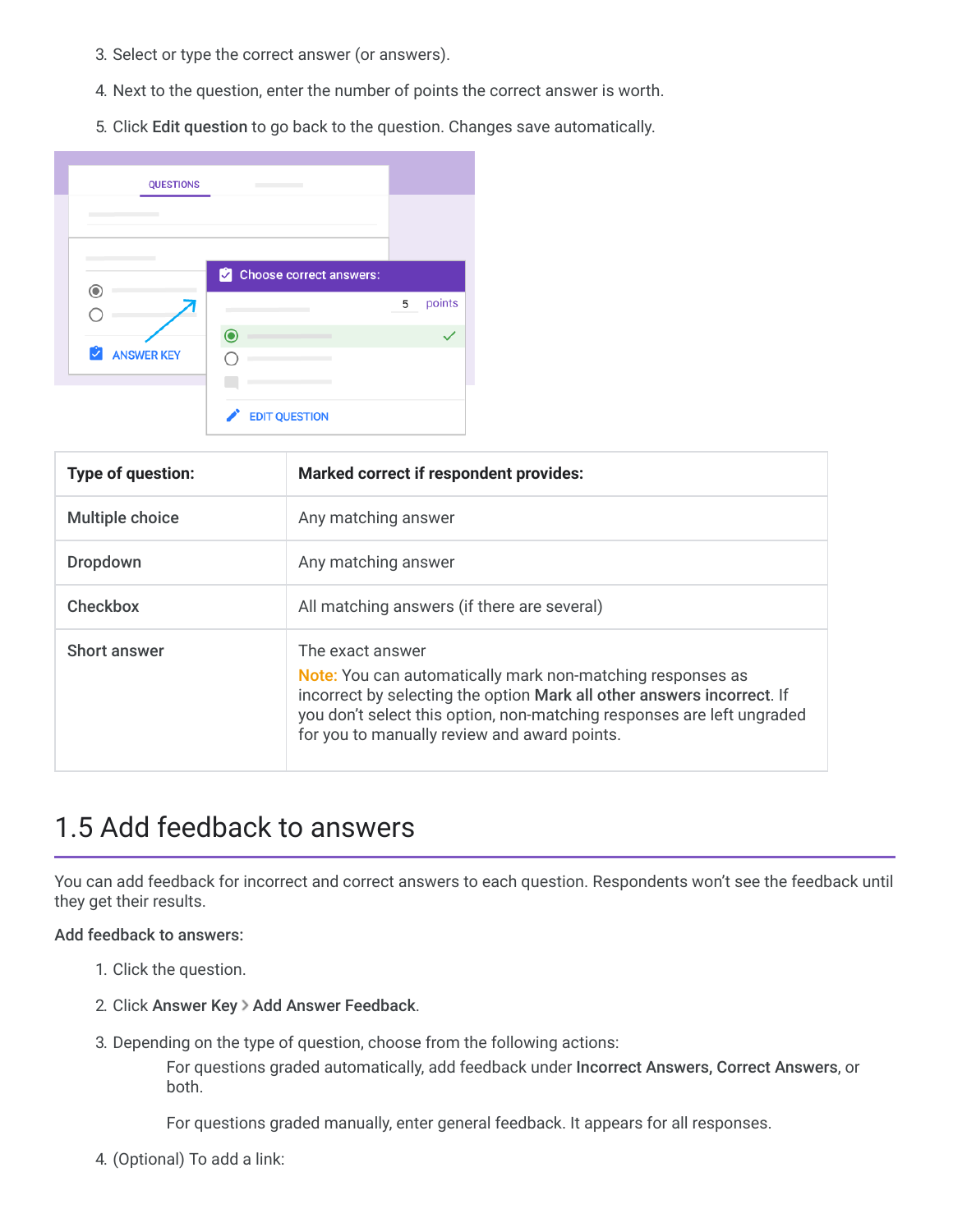3. Select or type the correct answer (or answers).
4. Next to the question, enter the number of points the correct answer is worth.
5. Click **Edit question** to go back to the question. Changes save automatically.

| Type of question: | Marked correct if respondent provides: |
|---|---|
| Multiple choice | Any matching answer |
| Dropdown | Any matching answer |
| Checkbox | All matching answers (if there are several) |
| Short answer | The exact answer<br>Note: You can automatically mark non-matching responses as incorrect by selecting the option **Mark all other answers incorrect**. If you don't select this option, non-matching responses are left ungraded for you to manually review and award points. |

## 1.5 Add feedback to answers

You can add feedback for incorrect and correct answers to each question. Respondents won't see the feedback until they get their results.

**Add feedback to answers:**

1. Click the question.
2. Click **Answer Key** > **Add Answer Feedback**.
3. Depending on the type of question, choose from the following actions:

   For questions graded automatically, add feedback under **Incorrect Answers, Correct Answers**, or both.

   For questions graded manually, enter general feedback. It appears for all responses.

4. (Optional) To add a link: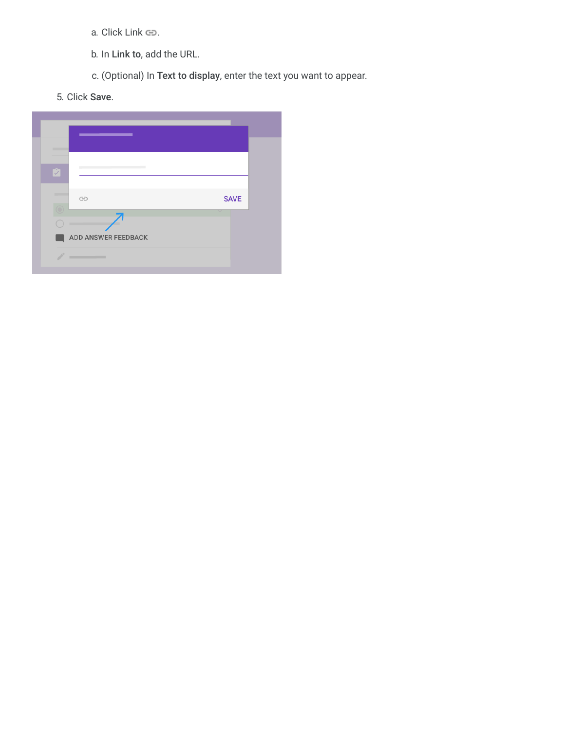a. Click Link.
   b. In **Link to**, add the URL.
   c. (Optional) In **Text to display**, enter the text you want to appear.
5. Click **Save**.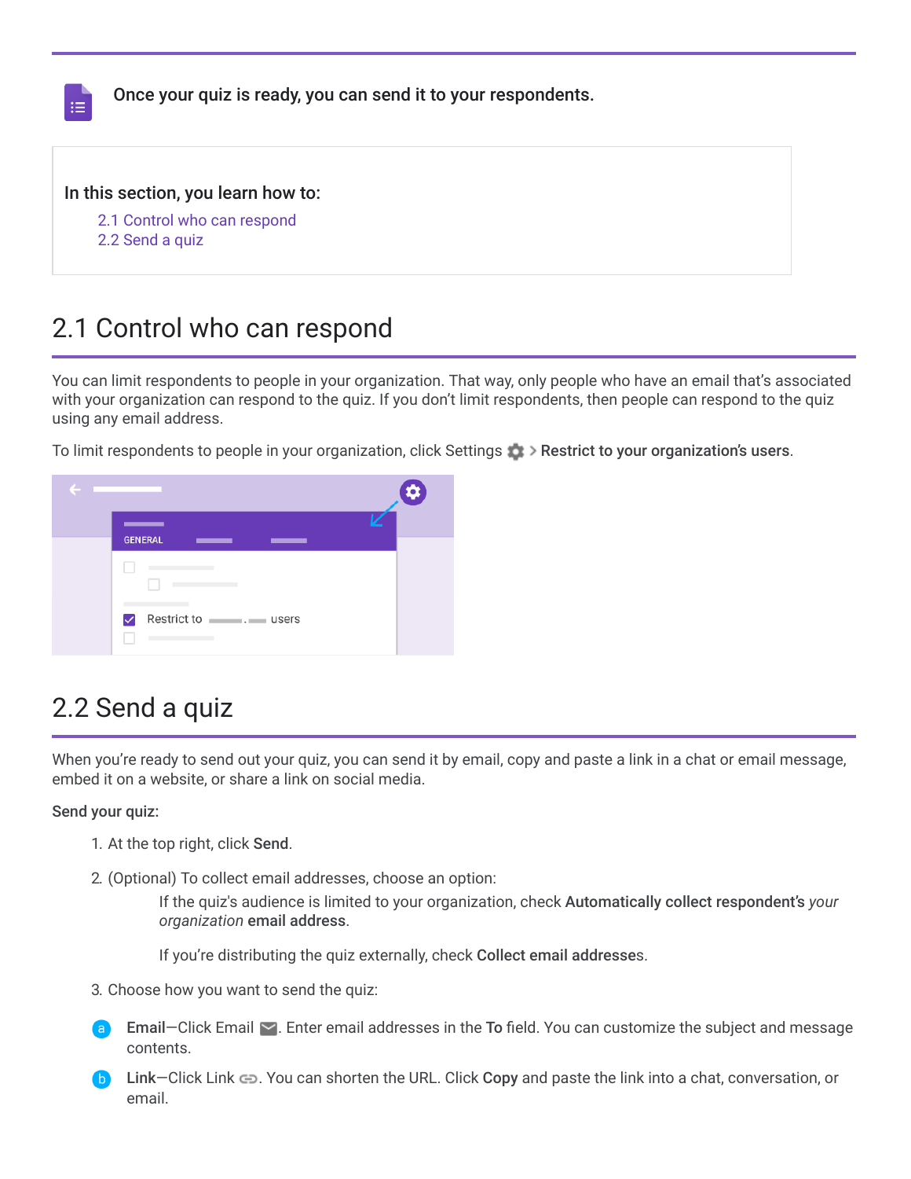Once your quiz is ready, you can send it to your respondents.

In this section, you learn how to:

- 2.1 Control who can respond
- 2.2 Send a quiz

## 2.1 Control who can respond

You can limit respondents to people in your organization. That way, only people who have an email that's associated with your organization can respond to the quiz. If you don't limit respondents, then people can respond to the quiz using any email address.

To limit respondents to people in your organization, click Settings > **Restrict to your organization's users**.

## 2.2 Send a quiz

When you're ready to send out your quiz, you can send it by email, copy and paste a link in a chat or email message, embed it on a website, or share a link on social media.

**Send your quiz:**

1. At the top right, click **Send**.
2. (Optional) To collect email addresses, choose an option:

   If the quiz's audience is limited to your organization, check **Automatically collect respondent's** *your organization* **email address**.

   If you're distributing the quiz externally, check **Collect email addresses**.
3. Choose how you want to send the quiz:

a. **Email**—Click Email. Enter email addresses in the **To** field. You can customize the subject and message contents.

b. **Link**—Click Link. You can shorten the URL. Click **Copy** and paste the link into a chat, conversation, or email.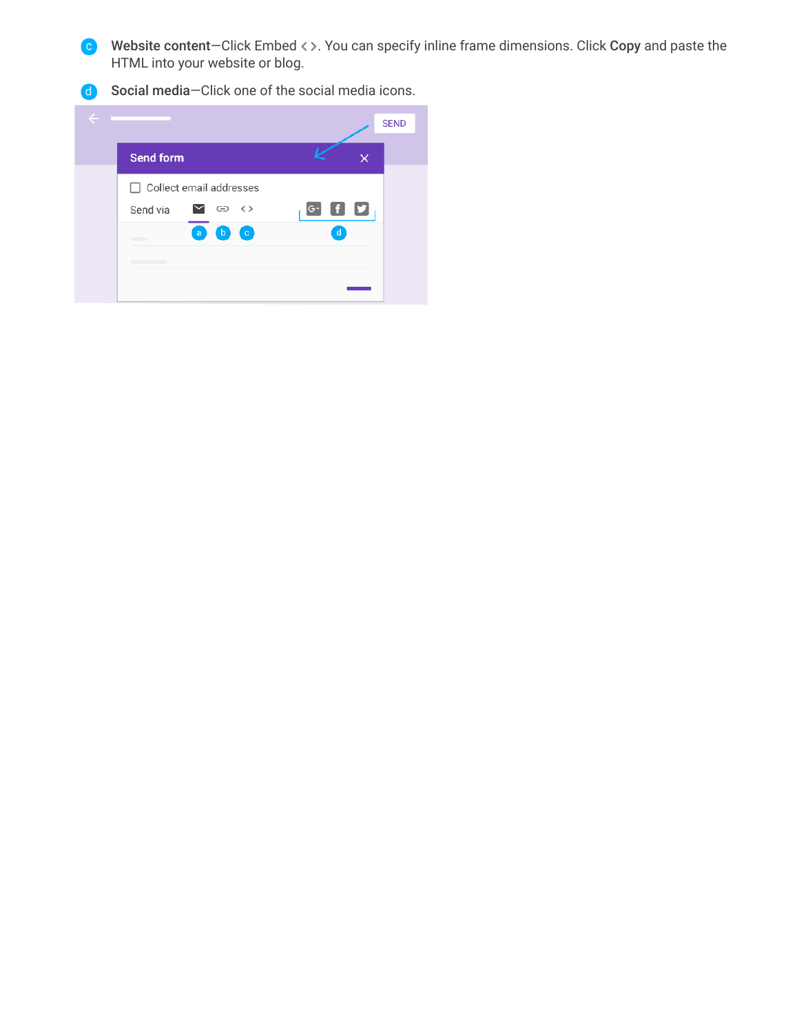c. **Website content**—Click Embed < >. You can specify inline frame dimensions. Click **Copy** and paste the HTML into your website or blog.

d. **Social media**—Click one of the social media icons.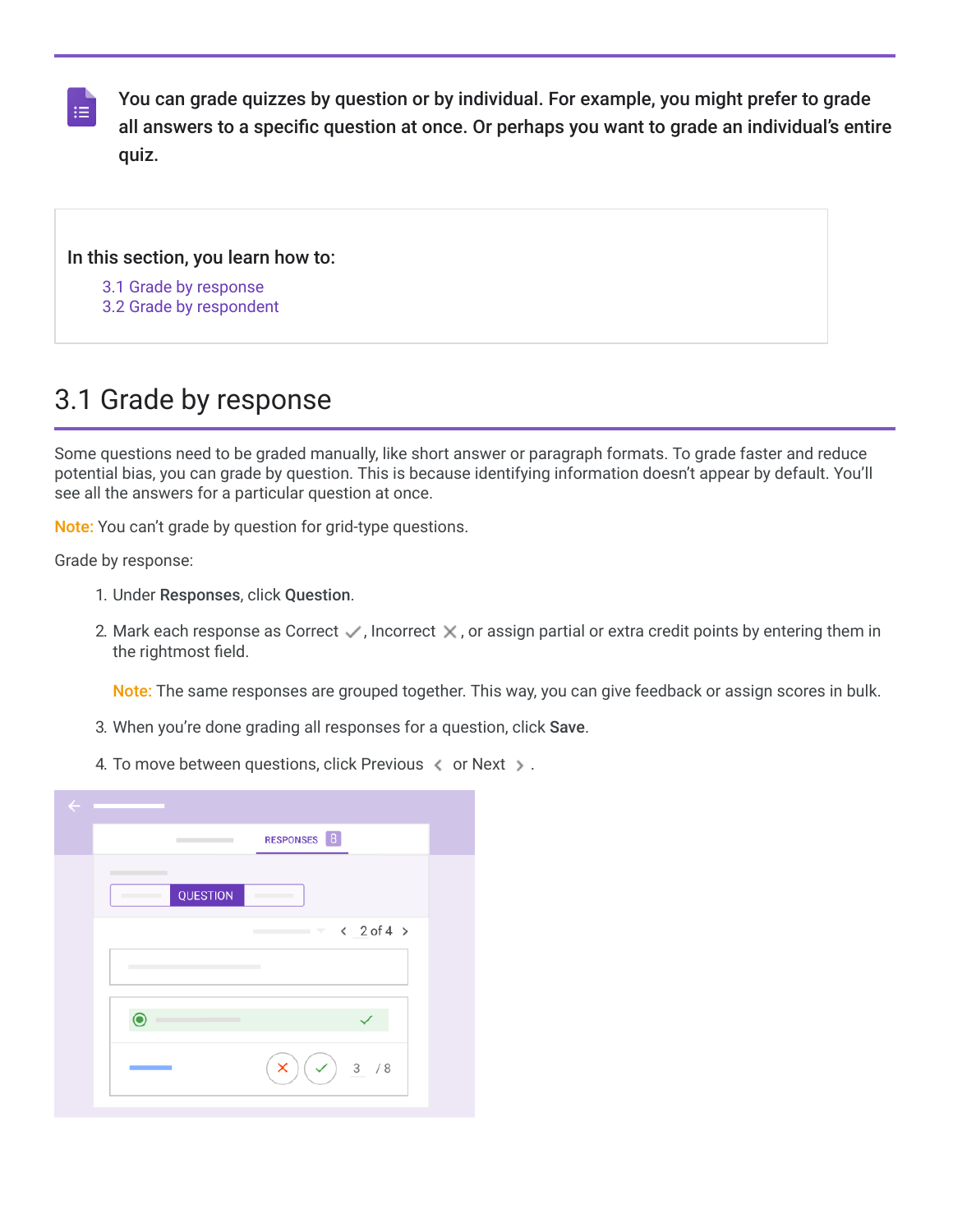You can grade quizzes by question or by individual. For example, you might prefer to grade all answers to a specific question at once. Or perhaps you want to grade an individual's entire quiz.

**In this section, you learn how to:**

- 3.1 Grade by response
- 3.2 Grade by respondent

## 3.1 Grade by response

Some questions need to be graded manually, like short answer or paragraph formats. To grade faster and reduce potential bias, you can grade by question. This is because identifying information doesn't appear by default. You'll see all the answers for a particular question at once.

Note: You can't grade by question for grid-type questions.

Grade by response:

1. Under **Responses**, click **Question**.
2. Mark each response as Correct ✓, Incorrect ✕, or assign partial or extra credit points by entering them in the rightmost field.

   Note: The same responses are grouped together. This way, you can give feedback or assign scores in bulk.

3. When you're done grading all responses for a question, click **Save**.
4. To move between questions, click Previous ‹ or Next › .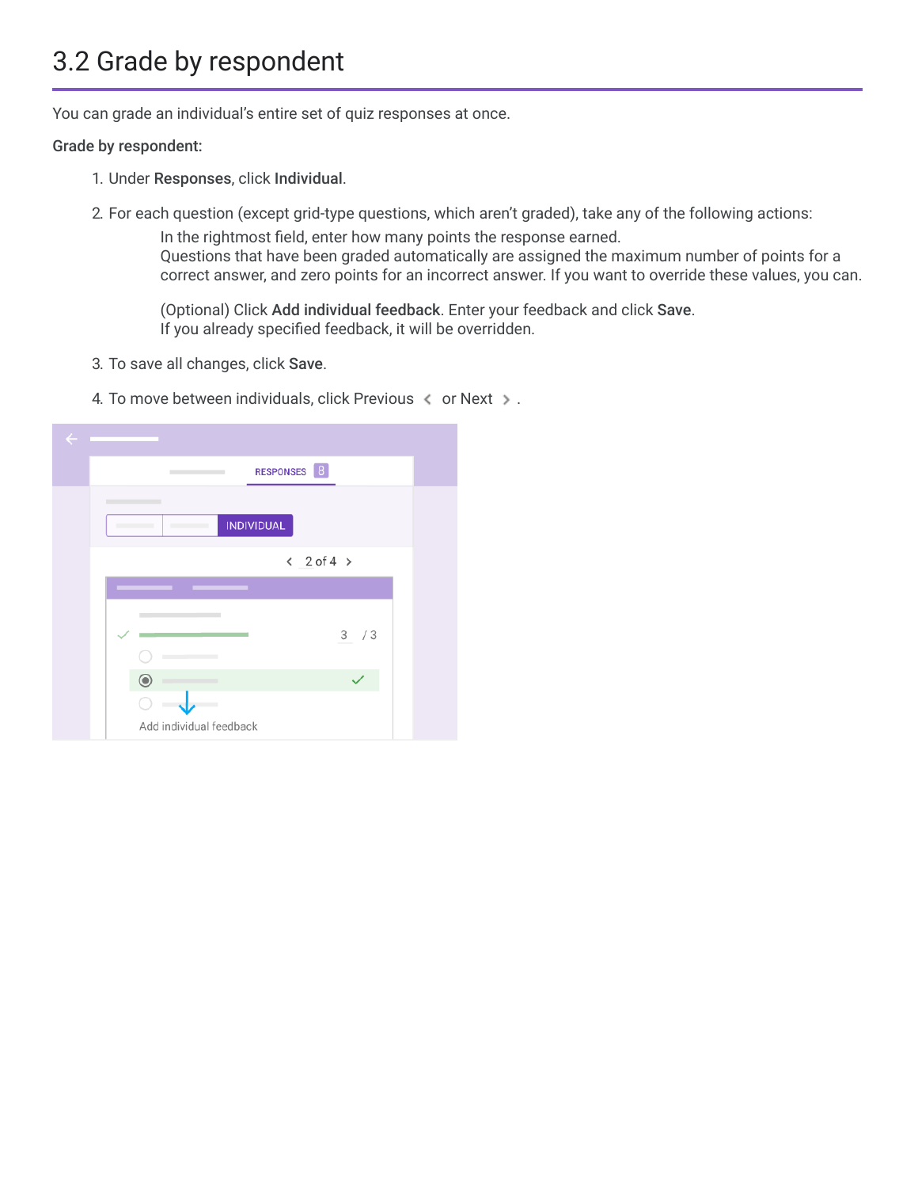## 3.2 Grade by respondent

You can grade an individual's entire set of quiz responses at once.

**Grade by respondent:**

1. Under **Responses**, click **Individual**.
2. For each question (except grid-type questions, which aren't graded), take any of the following actions:

   In the rightmost field, enter how many points the response earned.
   Questions that have been graded automatically are assigned the maximum number of points for a correct answer, and zero points for an incorrect answer. If you want to override these values, you can.

   (Optional) Click **Add individual feedback**. Enter your feedback and click **Save**.
   If you already specified feedback, it will be overridden.

3. To save all changes, click **Save**.
4. To move between individuals, click Previous ‹ or Next › .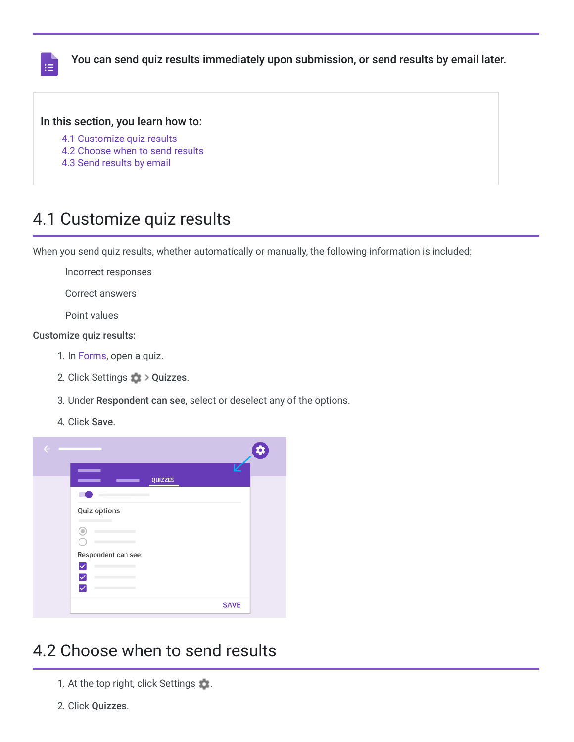You can send quiz results immediately upon submission, or send results by email later.

**In this section, you learn how to:**

- 4.1 Customize quiz results
- 4.2 Choose when to send results
- 4.3 Send results by email

## 4.1 Customize quiz results

When you send quiz results, whether automatically or manually, the following information is included:

- Incorrect responses
- Correct answers
- Point values

**Customize quiz results:**

1. In Forms, open a quiz.
2. Click Settings > **Quizzes**.
3. Under **Respondent can see**, select or deselect any of the options.
4. Click **Save**.

## 4.2 Choose when to send results

1. At the top right, click Settings.
2. Click **Quizzes**.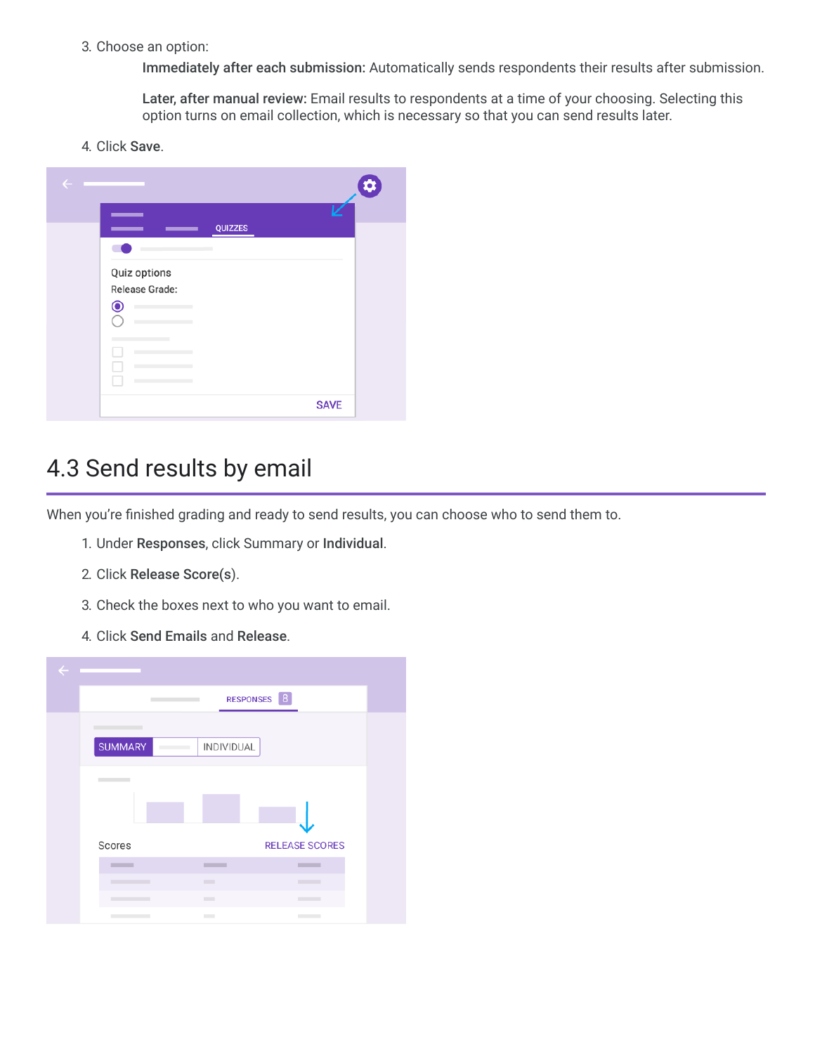3. Choose an option:

    **Immediately after each submission:** Automatically sends respondents their results after submission.

    **Later, after manual review:** Email results to respondents at a time of your choosing. Selecting this option turns on email collection, which is necessary so that you can send results later.

4. Click **Save**.

## 4.3 Send results by email

When you're finished grading and ready to send results, you can choose who to send them to.

1. Under **Responses**, click Summary or **Individual**.
2. Click **Release Score**(s).
3. Check the boxes next to who you want to email.
4. Click **Send Emails** and **Release**.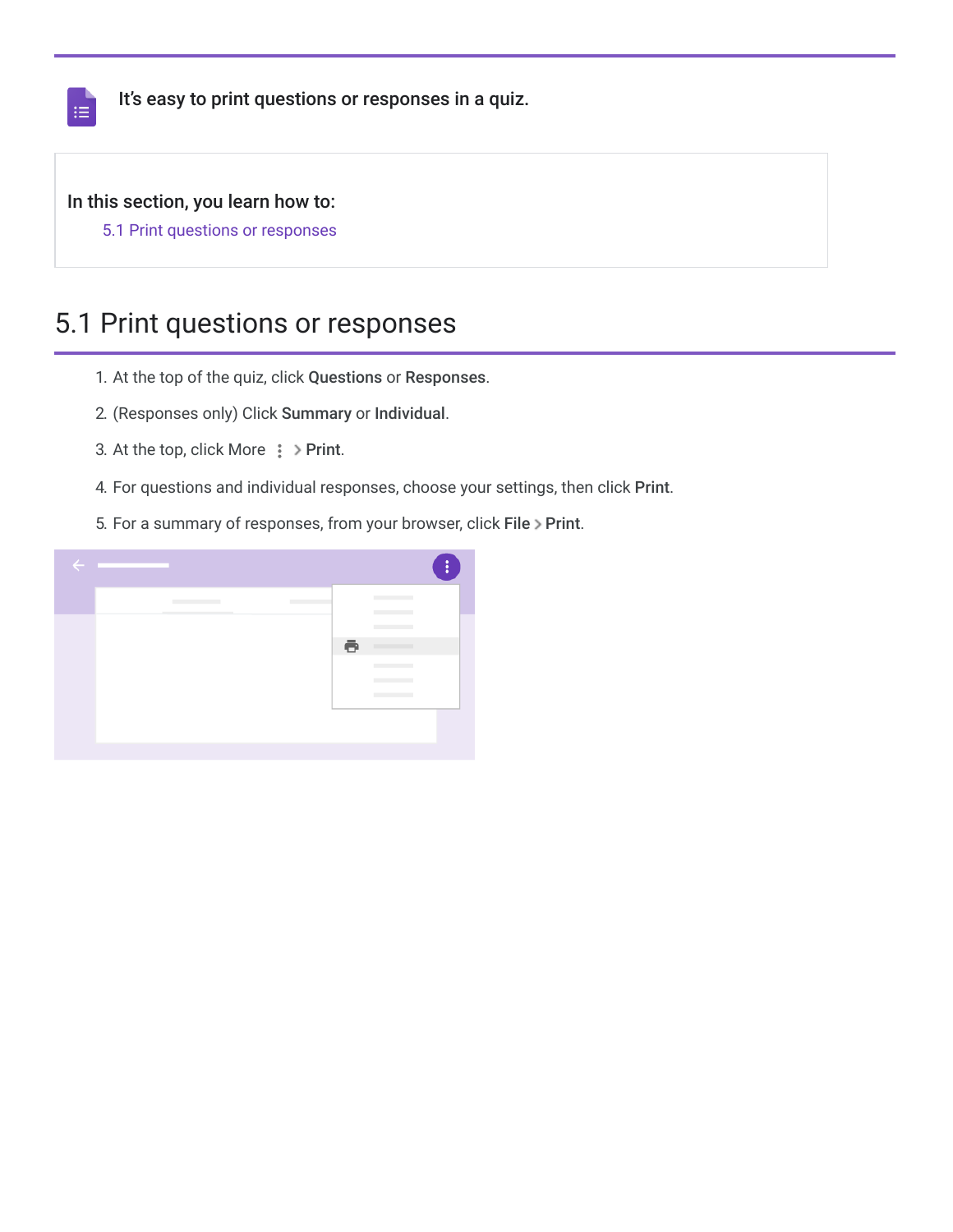It's easy to print questions or responses in a quiz.

In this section, you learn how to:

5.1 Print questions or responses

## 5.1 Print questions or responses

1. At the top of the quiz, click **Questions** or **Responses**.
2. (Responses only) Click **Summary** or **Individual**.
3. At the top, click More ⋮ > **Print**.
4. For questions and individual responses, choose your settings, then click **Print**.
5. For a summary of responses, from your browser, click **File** > **Print**.